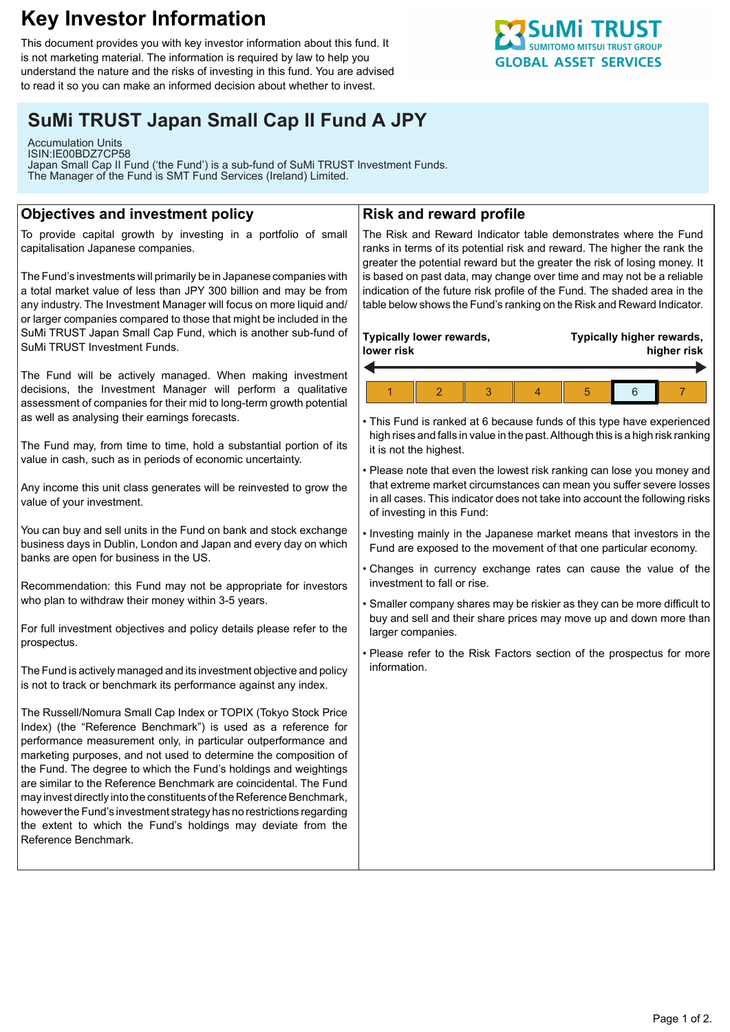# Key Investor Information

This document provides you with key investor information about this fund. It is not marketing material. The information is required by law to help you understand the nature and the risks of investing in this fund. You are advised to read it so you can make an informed decision about whether to invest.

SuMi TRUST
SUMITOMO MITSUI TRUST GROUP
GLOBAL ASSET SERVICES

## SuMi TRUST Japan Small Cap II Fund A JPY

Accumulation Units
ISIN:IE00BDZ7CP58
Japan Small Cap II Fund ('the Fund') is a sub-fund of SuMi TRUST Investment Funds.
The Manager of the Fund is SMT Fund Services (Ireland) Limited.

## Objectives and investment policy

To provide capital growth by investing in a portfolio of small capitalisation Japanese companies.

The Fund's investments will primarily be in Japanese companies with a total market value of less than JPY 300 billion and may be from any industry. The Investment Manager will focus on more liquid and/or larger companies compared to those that might be included in the SuMi TRUST Japan Small Cap Fund, which is another sub-fund of SuMi TRUST Investment Funds.

The Fund will be actively managed. When making investment decisions, the Investment Manager will perform a qualitative assessment of companies for their mid to long-term growth potential as well as analysing their earnings forecasts.

The Fund may, from time to time, hold a substantial portion of its value in cash, such as in periods of economic uncertainty.

Any income this unit class generates will be reinvested to grow the value of your investment.

You can buy and sell units in the Fund on bank and stock exchange business days in Dublin, London and Japan and every day on which banks are open for business in the US.

Recommendation: this Fund may not be appropriate for investors who plan to withdraw their money within 3-5 years.

For full investment objectives and policy details please refer to the prospectus.

The Fund is actively managed and its investment objective and policy is not to track or benchmark its performance against any index.

The Russell/Nomura Small Cap Index or TOPIX (Tokyo Stock Price Index) (the "Reference Benchmark") is used as a reference for performance measurement only, in particular outperformance and marketing purposes, and not used to determine the composition of the Fund. The degree to which the Fund's holdings and weightings are similar to the Reference Benchmark are coincidental. The Fund may invest directly into the constituents of the Reference Benchmark, however the Fund's investment strategy has no restrictions regarding the extent to which the Fund's holdings may deviate from the Reference Benchmark.

## Risk and reward profile

The Risk and Reward Indicator table demonstrates where the Fund ranks in terms of its potential risk and reward. The higher the rank the greater the potential reward but the greater the risk of losing money. It is based on past data, may change over time and may not be a reliable indication of the future risk profile of the Fund. The shaded area in the table below shows the Fund's ranking on the Risk and Reward Indicator.

**Typically lower rewards, lower risk** ← → **Typically higher rewards, higher risk**

| 1 | 2 | 3 | 4 | 5 | **6** | 7 |
|---|---|---|---|---|---|---|

- This Fund is ranked at 6 because funds of this type have experienced high rises and falls in value in the past. Although this is a high risk ranking it is not the highest.
- Please note that even the lowest risk ranking can lose you money and that extreme market circumstances can mean you suffer severe losses in all cases. This indicator does not take into account the following risks of investing in this Fund:
- Investing mainly in the Japanese market means that investors in the Fund are exposed to the movement of that one particular economy.
- Changes in currency exchange rates can cause the value of the investment to fall or rise.
- Smaller company shares may be riskier as they can be more difficult to buy and sell and their share prices may move up and down more than larger companies.
- Please refer to the Risk Factors section of the prospectus for more information.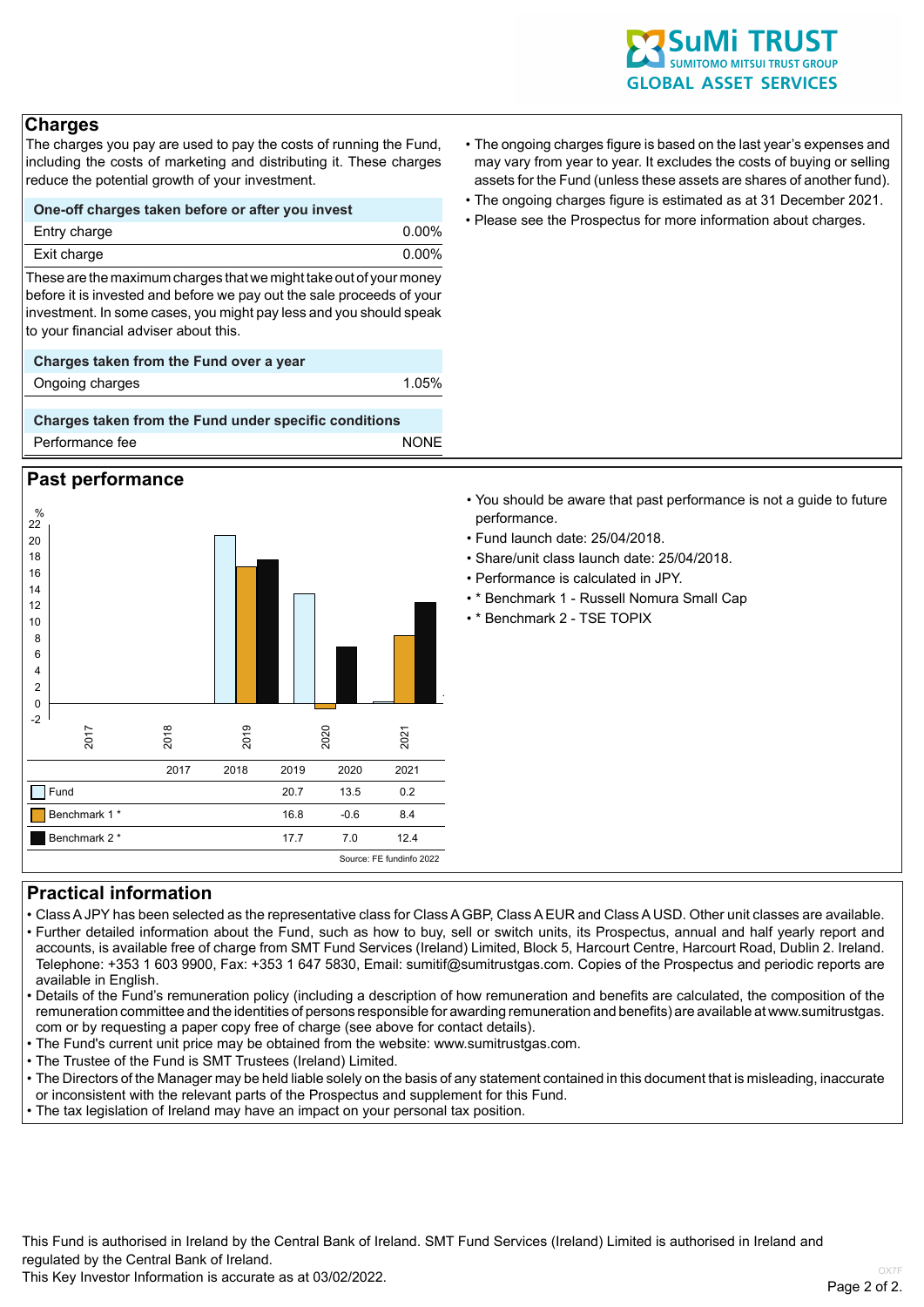## Charges

The charges you pay are used to pay the costs of running the Fund, including the costs of marketing and distributing it. These charges reduce the potential growth of your investment.

| One-off charges taken before or after you invest | |
|---|---|
| Entry charge | 0.00% |
| Exit charge | 0.00% |

These are the maximum charges that we might take out of your money before it is invested and before we pay out the sale proceeds of your investment. In some cases, you might pay less and you should speak to your financial adviser about this.

| Charges taken from the Fund over a year | |
|---|---|
| Ongoing charges | 1.05% |

| Charges taken from the Fund under specific conditions | |
|---|---|
| Performance fee | NONE |

- The ongoing charges figure is based on the last year's expenses and may vary from year to year. It excludes the costs of buying or selling assets for the Fund (unless these assets are shares of another fund).
- The ongoing charges figure is estimated as at 31 December 2021.
- Please see the Prospectus for more information about charges.

## Past performance

%
22
20
18
16
14
12
10
8
6
4
2
0
-2

2017
2018
2019
2020
2021

| | 2017 | 2018 | 2019 | 2020 | 2021 |
|---|---|---|---|---|---|
| Fund | | | 20.7 | 13.5 | 0.2 |
| Benchmark 1 * | | | 16.8 | -0.6 | 8.4 |
| Benchmark 2 * | | | 17.7 | 7.0 | 12.4 |

Source: FE fundinfo 2022

- You should be aware that past performance is not a guide to future performance.
- Fund launch date: 25/04/2018.
- Share/unit class launch date: 25/04/2018.
- Performance is calculated in JPY.
- * Benchmark 1 - Russell Nomura Small Cap
- * Benchmark 2 - TSE TOPIX

## Practical information

- Class A JPY has been selected as the representative class for Class A GBP, Class A EUR and Class A USD. Other unit classes are available.
- Further detailed information about the Fund, such as how to buy, sell or switch units, its Prospectus, annual and half yearly report and accounts, is available free of charge from SMT Fund Services (Ireland) Limited, Block 5, Harcourt Centre, Harcourt Road, Dublin 2. Ireland. Telephone: +353 1 603 9900, Fax: +353 1 647 5830, Email: sumitif@sumitrustgas.com. Copies of the Prospectus and periodic reports are available in English.
- Details of the Fund's remuneration policy (including a description of how remuneration and benefits are calculated, the composition of the remuneration committee and the identities of persons responsible for awarding remuneration and benefits) are available at www.sumitrustgas.com or by requesting a paper copy free of charge (see above for contact details).
- The Fund's current unit price may be obtained from the website: www.sumitrustgas.com.
- The Trustee of the Fund is SMT Trustees (Ireland) Limited.
- The Directors of the Manager may be held liable solely on the basis of any statement contained in this document that is misleading, inaccurate or inconsistent with the relevant parts of the Prospectus and supplement for this Fund.
- The tax legislation of Ireland may have an impact on your personal tax position.

This Fund is authorised in Ireland by the Central Bank of Ireland. SMT Fund Services (Ireland) Limited is authorised in Ireland and regulated by the Central Bank of Ireland.
This Key Investor Information is accurate as at 03/02/2022.